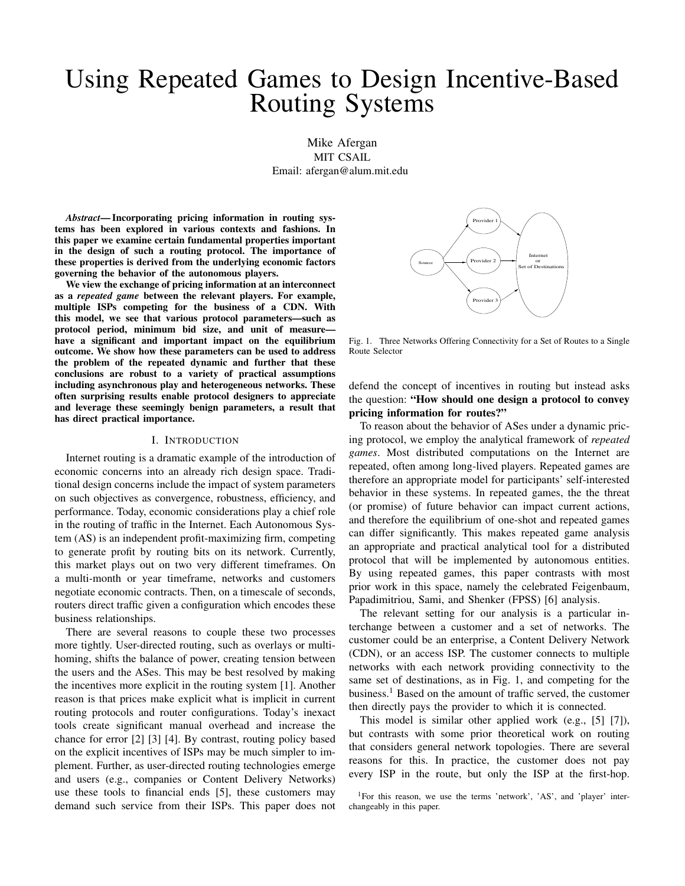# Using Repeated Games to Design Incentive-Based Routing Systems

Mike Afergan
MIT CSAIL
Email: afergan@alum.mit.edu

***Abstract*— Incorporating pricing information in routing systems has been explored in various contexts and fashions. In this paper we examine certain fundamental properties important in the design of such a routing protocol. The importance of these properties is derived from the underlying economic factors governing the behavior of the autonomous players.**

**We view the exchange of pricing information at an interconnect as a *repeated game* between the relevant players. For example, multiple ISPs competing for the business of a CDN. With this model, we see that various protocol parameters—such as protocol period, minimum bid size, and unit of measure—have a significant and important impact on the equilibrium outcome. We show how these parameters can be used to address the problem of the repeated dynamic and further that these conclusions are robust to a variety of practical assumptions including asynchronous play and heterogeneous networks. These often surprising results enable protocol designers to appreciate and leverage these seemingly benign parameters, a result that has direct practical importance.**

## I. Introduction

Internet routing is a dramatic example of the introduction of economic concerns into an already rich design space. Traditional design concerns include the impact of system parameters on such objectives as convergence, robustness, efficiency, and performance. Today, economic considerations play a chief role in the routing of traffic in the Internet. Each Autonomous System (AS) is an independent profit-maximizing firm, competing to generate profit by routing bits on its network. Currently, this market plays out on two very different timeframes. On a multi-month or year timeframe, networks and customers negotiate economic contracts. Then, on a timescale of seconds, routers direct traffic given a configuration which encodes these business relationships.

There are several reasons to couple these two processes more tightly. User-directed routing, such as overlays or multi-homing, shifts the balance of power, creating tension between the users and the ASes. This may be best resolved by making the incentives more explicit in the routing system [1]. Another reason is that prices make explicit what is implicit in current routing protocols and router configurations. Today's inexact tools create significant manual overhead and increase the chance for error [2] [3] [4]. By contrast, routing policy based on the explicit incentives of ISPs may be much simpler to implement. Further, as user-directed routing technologies emerge and users (e.g., companies or Content Delivery Networks) use these tools to financial ends [5], these customers may demand such service from their ISPs. This paper does not defend the concept of incentives in routing but instead asks the question: **"How should one design a protocol to convey pricing information for routes?"**

Source

Provider 1

Provider 2

Provider 3

Internet
or
Set of Destinations

Fig. 1. Three Networks Offering Connectivity for a Set of Routes to a Single Route Selector

To reason about the behavior of ASes under a dynamic pricing protocol, we employ the analytical framework of *repeated games*. Most distributed computations on the Internet are repeated, often among long-lived players. Repeated games are therefore an appropriate model for participants' self-interested behavior in these systems. In repeated games, the the threat (or promise) of future behavior can impact current actions, and therefore the equilibrium of one-shot and repeated games can differ significantly. This makes repeated game analysis an appropriate and practical analytical tool for a distributed protocol that will be implemented by autonomous entities. By using repeated games, this paper contrasts with most prior work in this space, namely the celebrated Feigenbaum, Papadimitriou, Sami, and Shenker (FPSS) [6] analysis.

The relevant setting for our analysis is a particular interchange between a customer and a set of networks. The customer could be an enterprise, a Content Delivery Network (CDN), or an access ISP. The customer connects to multiple networks with each network providing connectivity to the same set of destinations, as in Fig. 1, and competing for the business.[1] Based on the amount of traffic served, the customer then directly pays the provider to which it is connected.

This model is similar other applied work (e.g., [5] [7]), but contrasts with some prior theoretical work on routing that considers general network topologies. There are several reasons for this. In practice, the customer does not pay every ISP in the route, but only the ISP at the first-hop.

[1] For this reason, we use the terms 'network', 'AS', and 'player' interchangeably in this paper.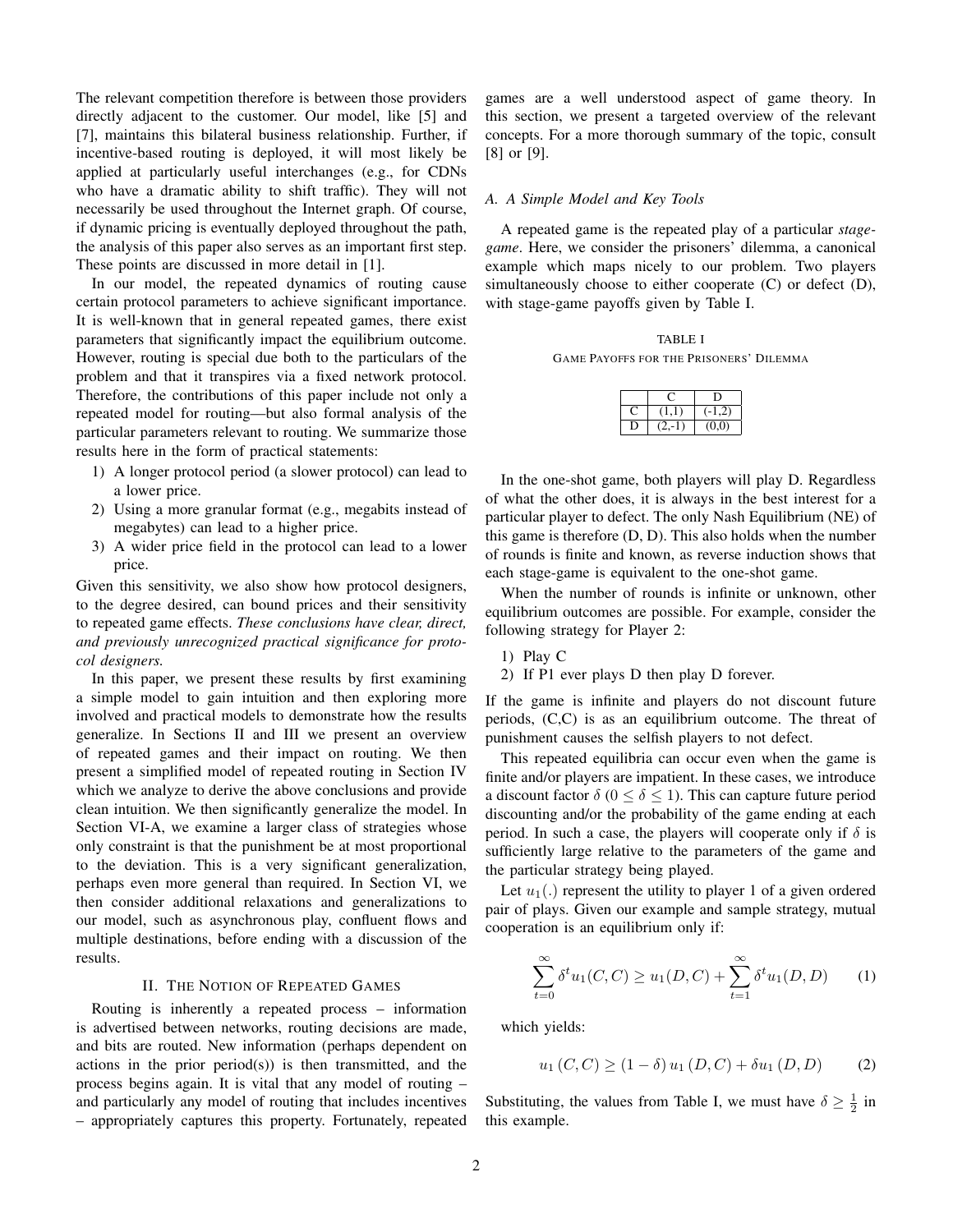The relevant competition therefore is between those providers directly adjacent to the customer. Our model, like [5] and [7], maintains this bilateral business relationship. Further, if incentive-based routing is deployed, it will most likely be applied at particularly useful interchanges (e.g., for CDNs who have a dramatic ability to shift traffic). They will not necessarily be used throughout the Internet graph. Of course, if dynamic pricing is eventually deployed throughout the path, the analysis of this paper also serves as an important first step. These points are discussed in more detail in [1].

In our model, the repeated dynamics of routing cause certain protocol parameters to achieve significant importance. It is well-known that in general repeated games, there exist parameters that significantly impact the equilibrium outcome. However, routing is special due both to the particulars of the problem and that it transpires via a fixed network protocol. Therefore, the contributions of this paper include not only a repeated model for routing—but also formal analysis of the particular parameters relevant to routing. We summarize those results here in the form of practical statements:

1) A longer protocol period (a slower protocol) can lead to a lower price.
2) Using a more granular format (e.g., megabits instead of megabytes) can lead to a higher price.
3) A wider price field in the protocol can lead to a lower price.

Given this sensitivity, we also show how protocol designers, to the degree desired, can bound prices and their sensitivity to repeated game effects. *These conclusions have clear, direct, and previously unrecognized practical significance for protocol designers.*

In this paper, we present these results by first examining a simple model to gain intuition and then exploring more involved and practical models to demonstrate how the results generalize. In Sections II and III we present an overview of repeated games and their impact on routing. We then present a simplified model of repeated routing in Section IV which we analyze to derive the above conclusions and provide clean intuition. We then significantly generalize the model. In Section VI-A, we examine a larger class of strategies whose only constraint is that the punishment be at most proportional to the deviation. This is a very significant generalization, perhaps even more general than required. In Section VI, we then consider additional relaxations and generalizations to our model, such as asynchronous play, confluent flows and multiple destinations, before ending with a discussion of the results.

## II. The Notion of Repeated Games

Routing is inherently a repeated process – information is advertised between networks, routing decisions are made, and bits are routed. New information (perhaps dependent on actions in the prior period(s)) is then transmitted, and the process begins again. It is vital that any model of routing – and particularly any model of routing that includes incentives – appropriately captures this property. Fortunately, repeated games are a well understood aspect of game theory. In this section, we present a targeted overview of the relevant concepts. For a more thorough summary of the topic, consult [8] or [9].

### A. A Simple Model and Key Tools

A repeated game is the repeated play of a particular *stage-game*. Here, we consider the prisoners' dilemma, a canonical example which maps nicely to our problem. Two players simultaneously choose to either cooperate (C) or defect (D), with stage-game payoffs given by Table I.

TABLE I
Game Payoffs for the Prisoners' Dilemma

| | C | D |
|---|---|---|
| C | (1,1) | (-1,2) |
| D | (2,-1) | (0,0) |

In the one-shot game, both players will play D. Regardless of what the other does, it is always in the best interest for a particular player to defect. The only Nash Equilibrium (NE) of this game is therefore (D, D). This also holds when the number of rounds is finite and known, as reverse induction shows that each stage-game is equivalent to the one-shot game.

When the number of rounds is infinite or unknown, other equilibrium outcomes are possible. For example, consider the following strategy for Player 2:

1) Play C
2) If P1 ever plays D then play D forever.

If the game is infinite and players do not discount future periods, (C,C) is as an equilibrium outcome. The threat of punishment causes the selfish players to not defect.

This repeated equilibria can occur even when the game is finite and/or players are impatient. In these cases, we introduce a discount factor $\delta$ ($0 \leq \delta \leq 1$). This can capture future period discounting and/or the probability of the game ending at each period. In such a case, the players will cooperate only if $\delta$ is sufficiently large relative to the parameters of the game and the particular strategy being played.

Let $u_1(.)$ represent the utility to player 1 of a given ordered pair of plays. Given our example and sample strategy, mutual cooperation is an equilibrium only if:

$$\sum_{t=0}^{\infty} \delta^t u_1(C,C) \geq u_1(D,C) + \sum_{t=1}^{\infty} \delta^t u_1(D,D) \qquad (1)$$

which yields:

$$u_1(C,C) \geq (1-\delta)\, u_1(D,C) + \delta u_1(D,D) \qquad (2)$$

Substituting, the values from Table I, we must have $\delta \geq \frac{1}{2}$ in this example.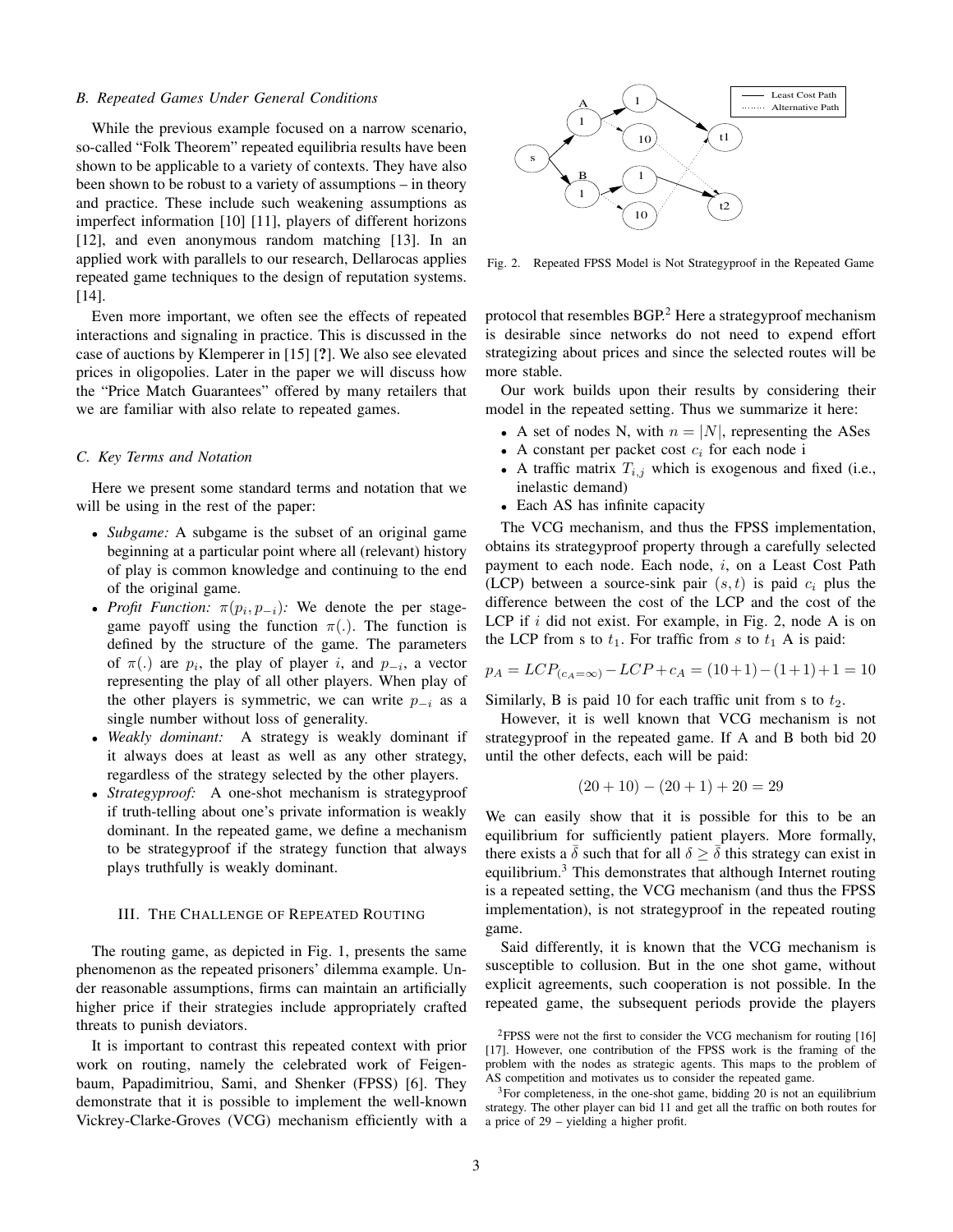### B. Repeated Games Under General Conditions

While the previous example focused on a narrow scenario, so-called "Folk Theorem" repeated equilibria results have been shown to be applicable to a variety of contexts. They have also been shown to be robust to a variety of assumptions – in theory and practice. These include such weakening assumptions as imperfect information [10] [11], players of different horizons [12], and even anonymous random matching [13]. In an applied work with parallels to our research, Dellarocas applies repeated game techniques to the design of reputation systems. [14].

Even more important, we often see the effects of repeated interactions and signaling in practice. This is discussed in the case of auctions by Klemperer in [15] [?]. We also see elevated prices in oligopolies. Later in the paper we will discuss how the "Price Match Guarantees" offered by many retailers that we are familiar with also relate to repeated games.

### C. Key Terms and Notation

Here we present some standard terms and notation that we will be using in the rest of the paper:

- *Subgame:* A subgame is the subset of an original game beginning at a particular point where all (relevant) history of play is common knowledge and continuing to the end of the original game.
- *Profit Function:* $\pi(p_i, p_{-i})$*:* We denote the per stage-game payoff using the function $\pi(.)$. The function is defined by the structure of the game. The parameters of $\pi(.)$ are $p_i$, the play of player $i$, and $p_{-i}$, a vector representing the play of all other players. When play of the other players is symmetric, we can write $p_{-i}$ as a single number without loss of generality.
- *Weakly dominant:* A strategy is weakly dominant if it always does at least as well as any other strategy, regardless of the strategy selected by the other players.
- *Strategyproof:* A one-shot mechanism is strategyproof if truth-telling about one's private information is weakly dominant. In the repeated game, we define a mechanism to be strategyproof if the strategy function that always plays truthfully is weakly dominant.

## III. The Challenge of Repeated Routing

The routing game, as depicted in Fig. 1, presents the same phenomenon as the repeated prisoners' dilemma example. Under reasonable assumptions, firms can maintain an artificially higher price if their strategies include appropriately crafted threats to punish deviators.

It is important to contrast this repeated context with prior work on routing, namely the celebrated work of Feigenbaum, Papadimitriou, Sami, and Shenker (FPSS) [6]. They demonstrate that it is possible to implement the well-known Vickrey-Clarke-Groves (VCG) mechanism efficiently with a protocol that resembles BGP.[2] Here a strategyproof mechanism is desirable since networks do not need to expend effort strategizing about prices and since the selected routes will be more stable.

Fig. 2. Repeated FPSS Model is Not Strategyproof in the Repeated Game

Our work builds upon their results by considering their model in the repeated setting. Thus we summarize it here:

- A set of nodes N, with $n = |N|$, representing the ASes
- A constant per packet cost $c_i$ for each node i
- A traffic matrix $T_{i,j}$ which is exogenous and fixed (i.e., inelastic demand)
- Each AS has infinite capacity

The VCG mechanism, and thus the FPSS implementation, obtains its strategyproof property through a carefully selected payment to each node. Each node, $i$, on a Least Cost Path (LCP) between a source-sink pair $(s, t)$ is paid $c_i$ plus the difference between the cost of the LCP and the cost of the LCP if $i$ did not exist. For example, in Fig. 2, node A is on the LCP from s to $t_1$. For traffic from $s$ to $t_1$ A is paid:

$$p_A = LCP_{(c_A=\infty)} - LCP + c_A = (10+1) - (1+1) + 1 = 10$$

Similarly, B is paid 10 for each traffic unit from s to $t_2$.

However, it is well known that VCG mechanism is not strategyproof in the repeated game. If A and B both bid 20 until the other defects, each will be paid:

$$(20 + 10) - (20 + 1) + 20 = 29$$

We can easily show that it is possible for this to be an equilibrium for sufficiently patient players. More formally, there exists a $\bar{\delta}$ such that for all $\delta \geq \bar{\delta}$ this strategy can exist in equilibrium.[3] This demonstrates that although Internet routing is a repeated setting, the VCG mechanism (and thus the FPSS implementation), is not strategyproof in the repeated routing game.

Said differently, it is known that the VCG mechanism is susceptible to collusion. But in the one shot game, without explicit agreements, such cooperation is not possible. In the repeated game, the subsequent periods provide the players

[2] FPSS were not the first to consider the VCG mechanism for routing [16] [17]. However, one contribution of the FPSS work is the framing of the problem with the nodes as strategic agents. This maps to the problem of AS competition and motivates us to consider the repeated game.

[3] For completeness, in the one-shot game, bidding 20 is not an equilibrium strategy. The other player can bid 11 and get all the traffic on both routes for a price of 29 – yielding a higher profit.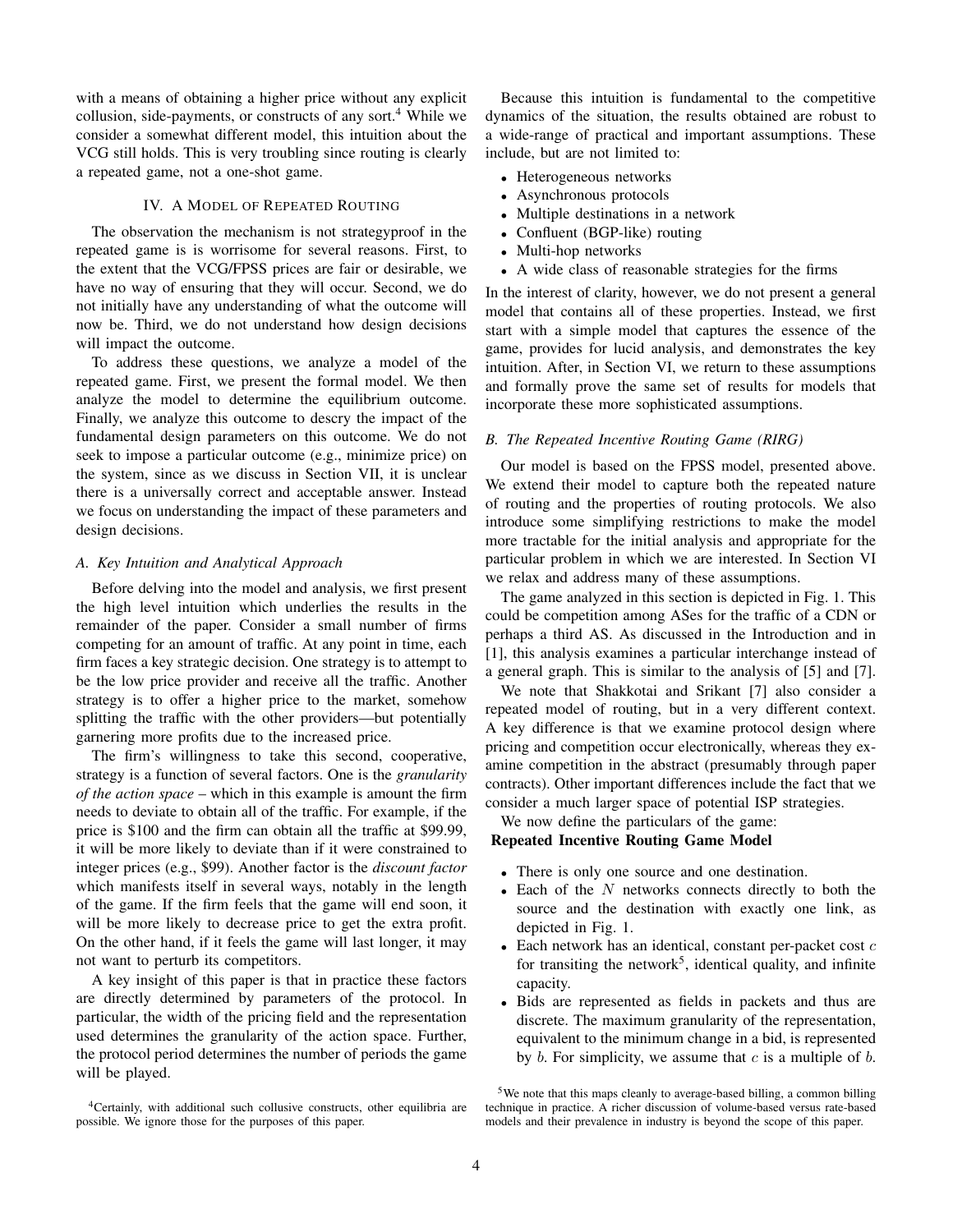with a means of obtaining a higher price without any explicit collusion, side-payments, or constructs of any sort.[4] While we consider a somewhat different model, this intuition about the VCG still holds. This is very troubling since routing is clearly a repeated game, not a one-shot game.

## IV. A Model of Repeated Routing

The observation the mechanism is not strategyproof in the repeated game is is worrisome for several reasons. First, to the extent that the VCG/FPSS prices are fair or desirable, we have no way of ensuring that they will occur. Second, we do not initially have any understanding of what the outcome will now be. Third, we do not understand how design decisions will impact the outcome.

To address these questions, we analyze a model of the repeated game. First, we present the formal model. We then analyze the model to determine the equilibrium outcome. Finally, we analyze this outcome to descry the impact of the fundamental design parameters on this outcome. We do not seek to impose a particular outcome (e.g., minimize price) on the system, since as we discuss in Section VII, it is unclear there is a universally correct and acceptable answer. Instead we focus on understanding the impact of these parameters and design decisions.

### A. Key Intuition and Analytical Approach

Before delving into the model and analysis, we first present the high level intuition which underlies the results in the remainder of the paper. Consider a small number of firms competing for an amount of traffic. At any point in time, each firm faces a key strategic decision. One strategy is to attempt to be the low price provider and receive all the traffic. Another strategy is to offer a higher price to the market, somehow splitting the traffic with the other providers—but potentially garnering more profits due to the increased price.

The firm's willingness to take this second, cooperative, strategy is a function of several factors. One is the *granularity of the action space* – which in this example is amount the firm needs to deviate to obtain all of the traffic. For example, if the price is \$100 and the firm can obtain all the traffic at \$99.99, it will be more likely to deviate than if it were constrained to integer prices (e.g., \$99). Another factor is the *discount factor* which manifests itself in several ways, notably in the length of the game. If the firm feels that the game will end soon, it will be more likely to decrease price to get the extra profit. On the other hand, if it feels the game will last longer, it may not want to perturb its competitors.

A key insight of this paper is that in practice these factors are directly determined by parameters of the protocol. In particular, the width of the pricing field and the representation used determines the granularity of the action space. Further, the protocol period determines the number of periods the game will be played.

Because this intuition is fundamental to the competitive dynamics of the situation, the results obtained are robust to a wide-range of practical and important assumptions. These include, but are not limited to:

- Heterogeneous networks
- Asynchronous protocols
- Multiple destinations in a network
- Confluent (BGP-like) routing
- Multi-hop networks
- A wide class of reasonable strategies for the firms

In the interest of clarity, however, we do not present a general model that contains all of these properties. Instead, we first start with a simple model that captures the essence of the game, provides for lucid analysis, and demonstrates the key intuition. After, in Section VI, we return to these assumptions and formally prove the same set of results for models that incorporate these more sophisticated assumptions.

### B. The Repeated Incentive Routing Game (RIRG)

Our model is based on the FPSS model, presented above. We extend their model to capture both the repeated nature of routing and the properties of routing protocols. We also introduce some simplifying restrictions to make the model more tractable for the initial analysis and appropriate for the particular problem in which we are interested. In Section VI we relax and address many of these assumptions.

The game analyzed in this section is depicted in Fig. 1. This could be competition among ASes for the traffic of a CDN or perhaps a third AS. As discussed in the Introduction and in [1], this analysis examines a particular interchange instead of a general graph. This is similar to the analysis of [5] and [7].

We note that Shakkotai and Srikant [7] also consider a repeated model of routing, but in a very different context. A key difference is that we examine protocol design where pricing and competition occur electronically, whereas they examine competition in the abstract (presumably through paper contracts). Other important differences include the fact that we consider a much larger space of potential ISP strategies.

We now define the particulars of the game:

**Repeated Incentive Routing Game Model**

- There is only one source and one destination.
- Each of the $N$ networks connects directly to both the source and the destination with exactly one link, as depicted in Fig. 1.
- Each network has an identical, constant per-packet cost $c$ for transiting the network[5], identical quality, and infinite capacity.
- Bids are represented as fields in packets and thus are discrete. The maximum granularity of the representation, equivalent to the minimum change in a bid, is represented by $b$. For simplicity, we assume that $c$ is a multiple of $b$.

[4] Certainly, with additional such collusive constructs, other equilibria are possible. We ignore those for the purposes of this paper.

[5] We note that this maps cleanly to average-based billing, a common billing technique in practice. A richer discussion of volume-based versus rate-based models and their prevalence in industry is beyond the scope of this paper.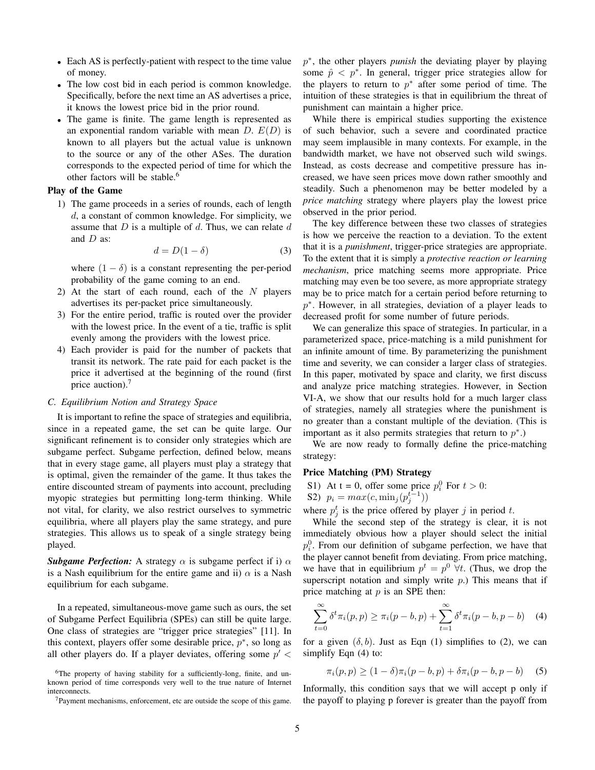- Each AS is perfectly-patient with respect to the time value of money.
- The low cost bid in each period is common knowledge. Specifically, before the next time an AS advertises a price, it knows the lowest price bid in the prior round.
- The game is finite. The game length is represented as an exponential random variable with mean $D$. $E(D)$ is known to all players but the actual value is unknown to the source or any of the other ASes. The duration corresponds to the expected period of time for which the other factors will be stable.[6]

**Play of the Game**

1) The game proceeds in a series of rounds, each of length $d$, a constant of common knowledge. For simplicity, we assume that $D$ is a multiple of $d$. Thus, we can relate $d$ and $D$ as:

$$d = D(1 - \delta) \tag{3}$$

where $(1 - \delta)$ is a constant representing the per-period probability of the game coming to an end.
2) At the start of each round, each of the $N$ players advertises its per-packet price simultaneously.
3) For the entire period, traffic is routed over the provider with the lowest price. In the event of a tie, traffic is split evenly among the providers with the lowest price.
4) Each provider is paid for the number of packets that transit its network. The rate paid for each packet is the price it advertised at the beginning of the round (first price auction).[7]

### C. Equilibrium Notion and Strategy Space

It is important to refine the space of strategies and equilibria, since in a repeated game, the set can be quite large. Our significant refinement is to consider only strategies which are subgame perfect. Subgame perfection, defined below, means that in every stage game, all players must play a strategy that is optimal, given the remainder of the game. It thus takes the entire discounted stream of payments into account, precluding myopic strategies but permitting long-term thinking. While not vital, for clarity, we also restrict ourselves to symmetric equilibria, where all players play the same strategy, and pure strategies. This allows us to speak of a single strategy being played.

***Subgame Perfection:*** A strategy $\alpha$ is subgame perfect if i) $\alpha$ is a Nash equilibrium for the entire game and ii) $\alpha$ is a Nash equilibrium for each subgame.

In a repeated, simultaneous-move game such as ours, the set of Subgame Perfect Equilibria (SPEs) can still be quite large. One class of strategies are "trigger price strategies" [11]. In this context, players offer some desirable price, $p^*$, so long as all other players do. If a player deviates, offering some $p' < p^*$, the other players *punish* the deviating player by playing some $\hat{p} < p^*$. In general, trigger price strategies allow for the players to return to $p^*$ after some period of time. The intuition of these strategies is that in equilibrium the threat of punishment can maintain a higher price.

While there is empirical studies supporting the existence of such behavior, such a severe and coordinated practice may seem implausible in many contexts. For example, in the bandwidth market, we have not observed such wild swings. Instead, as costs decrease and competitive pressure has increased, we have seen prices move down rather smoothly and steadily. Such a phenomenon may be better modeled by a *price matching* strategy where players play the lowest price observed in the prior period.

The key difference between these two classes of strategies is how we perceive the reaction to a deviation. To the extent that it is a *punishment*, trigger-price strategies are appropriate. To the extent that it is simply a *protective reaction or learning mechanism*, price matching seems more appropriate. Price matching may even be too severe, as more appropriate strategy may be to price match for a certain period before returning to $p^*$. However, in all strategies, deviation of a player leads to decreased profit for some number of future periods.

We can generalize this space of strategies. In particular, in a parameterized space, price-matching is a mild punishment for an infinite amount of time. By parameterizing the punishment time and severity, we can consider a larger class of strategies. In this paper, motivated by space and clarity, we first discuss and analyze price matching strategies. However, in Section VI-A, we show that our results hold for a much larger class of strategies, namely all strategies where the punishment is no greater than a constant multiple of the deviation. (This is important as it also permits strategies that return to $p^*$.)

We are now ready to formally define the price-matching strategy:

**Price Matching (PM) Strategy**

S1) At t = 0, offer some price $p_i^0$ For $t > 0$:
S2) $p_i = max(c, \min_j(p_j^{t-1}))$

where $p_j^t$ is the price offered by player $j$ in period $t$.

While the second step of the strategy is clear, it is not immediately obvious how a player should select the initial $p_i^0$. From our definition of subgame perfection, we have that the player cannot benefit from deviating. From price matching, we have that in equilibrium $p^t = p^0 \ \forall t$. (Thus, we drop the superscript notation and simply write $p$.) This means that if price matching at $p$ is an SPE then:

$$\sum_{t=0}^{\infty} \delta^t \pi_i(p, p) \geq \pi_i(p - b, p) + \sum_{t=1}^{\infty} \delta^t \pi_i(p - b, p - b) \tag{4}$$

for a given $(\delta, b)$. Just as Eqn (1) simplifies to (2), we can simplify Eqn (4) to:

$$\pi_i(p, p) \geq (1 - \delta)\pi_i(p - b, p) + \delta\pi_i(p - b, p - b) \tag{5}$$

Informally, this condition says that we will accept p only if the payoff to playing p forever is greater than the payoff from

[6] The property of having stability for a sufficiently-long, finite, and unknown period of time corresponds very well to the true nature of Internet interconnects.

[7] Payment mechanisms, enforcement, etc are outside the scope of this game.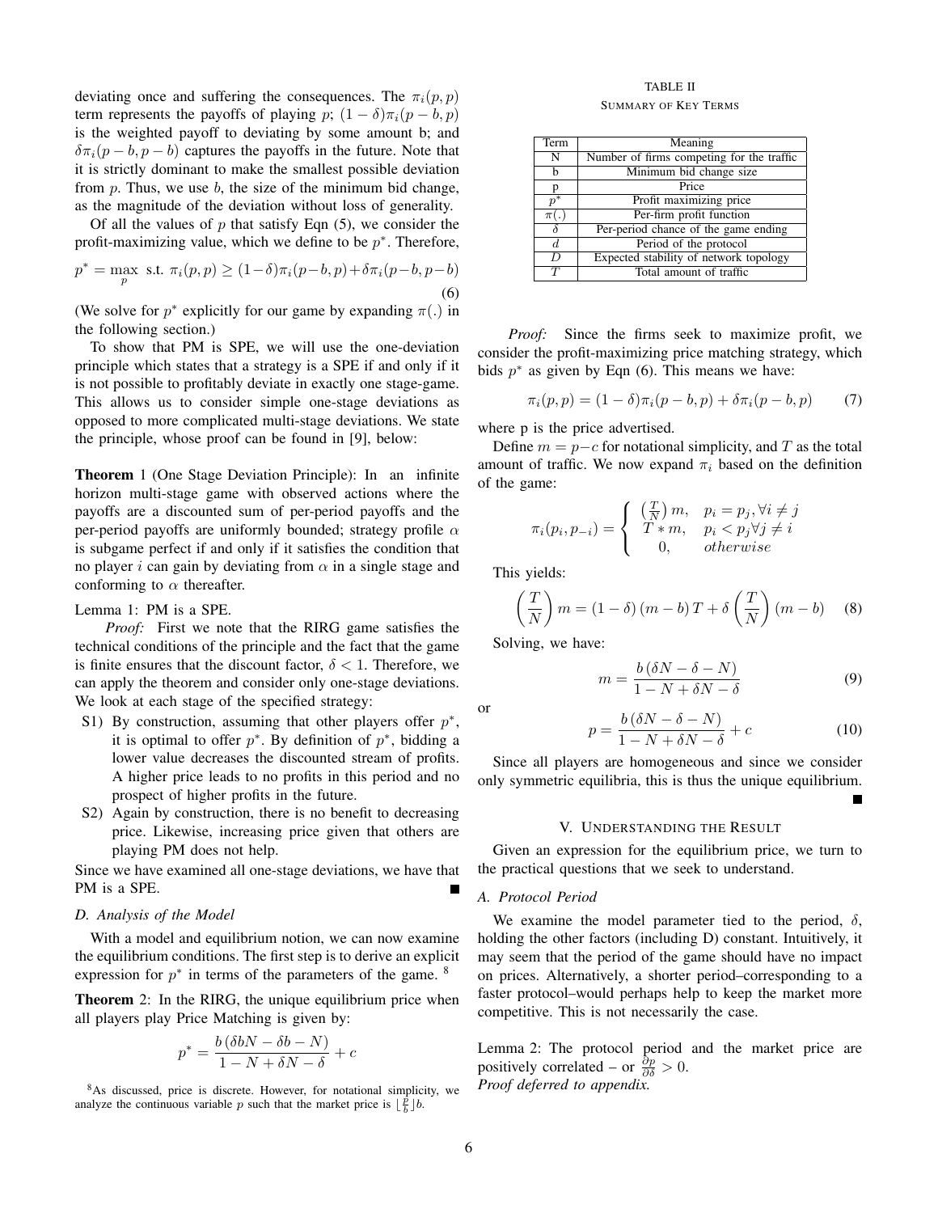deviating once and suffering the consequences. The $\pi_i(p,p)$ term represents the payoffs of playing $p$; $(1-\delta)\pi_i(p-b,p)$ is the weighted payoff to deviating by some amount b; and $\delta\pi_i(p-b,p-b)$ captures the payoffs in the future. Note that it is strictly dominant to make the smallest possible deviation from $p$. Thus, we use $b$, the size of the minimum bid change, as the magnitude of the deviation without loss of generality.

Of all the values of $p$ that satisfy Eqn (5), we consider the profit-maximizing value, which we define to be $p^*$. Therefore,

$$p^* = \max_p \text{ s.t. } \pi_i(p,p) \geq (1-\delta)\pi_i(p-b,p) + \delta\pi_i(p-b,p-b) \quad (6)$$

(We solve for $p^*$ explicitly for our game by expanding $\pi(.)$ in the following section.)

To show that PM is SPE, we will use the one-deviation principle which states that a strategy is a SPE if and only if it is not possible to profitably deviate in exactly one stage-game. This allows us to consider simple one-stage deviations as opposed to more complicated multi-stage deviations. We state the principle, whose proof can be found in [9], below:

**Theorem** 1 (One Stage Deviation Principle): In an infinite horizon multi-stage game with observed actions where the payoffs are a discounted sum of per-period payoffs and the per-period payoffs are uniformly bounded; strategy profile $\alpha$ is subgame perfect if and only if it satisfies the condition that no player $i$ can gain by deviating from $\alpha$ in a single stage and conforming to $\alpha$ thereafter.

Lemma 1: PM is a SPE.

*Proof:* First we note that the RIRG game satisfies the technical conditions of the principle and the fact that the game is finite ensures that the discount factor, $\delta < 1$. Therefore, we can apply the theorem and consider only one-stage deviations. We look at each stage of the specified strategy:

- S1) By construction, assuming that other players offer $p^*$, it is optimal to offer $p^*$. By definition of $p^*$, bidding a lower value decreases the discounted stream of profits. A higher price leads to no profits in this period and no prospect of higher profits in the future.
- S2) Again by construction, there is no benefit to decreasing price. Likewise, increasing price given that others are playing PM does not help.

Since we have examined all one-stage deviations, we have that PM is a SPE. ∎

### D. Analysis of the Model

With a model and equilibrium notion, we can now examine the equilibrium conditions. The first step is to derive an explicit expression for $p^*$ in terms of the parameters of the game. [8]

**Theorem** 2: In the RIRG, the unique equilibrium price when all players play Price Matching is given by:

$$p^* = \frac{b\left(\delta b N - \delta b - N\right)}{1 - N + \delta N - \delta} + c$$

[8] As discussed, price is discrete. However, for notational simplicity, we analyze the continuous variable $p$ such that the market price is $\lfloor \frac{p}{b} \rfloor b$.

TABLE II

SUMMARY OF KEY TERMS

| Term | Meaning |
|---|---|
| N | Number of firms competing for the traffic |
| b | Minimum bid change size |
| p | Price |
| $p^*$ | Profit maximizing price |
| $\pi(.)$ | Per-firm profit function |
| $\delta$ | Per-period chance of the game ending |
| $d$ | Period of the protocol |
| $D$ | Expected stability of network topology |
| $T$ | Total amount of traffic |

*Proof:* Since the firms seek to maximize profit, we consider the profit-maximizing price matching strategy, which bids $p^*$ as given by Eqn (6). This means we have:

$$\pi_i(p,p) = (1-\delta)\pi_i(p-b,p) + \delta\pi_i(p-b,p) \quad (7)$$

where p is the price advertised.

Define $m = p - c$ for notational simplicity, and $T$ as the total amount of traffic. We now expand $\pi_i$ based on the definition of the game:

$$\pi_i(p_i, p_{-i}) = \begin{cases} \left(\frac{T}{N}\right)m, & p_i = p_j, \forall i \neq j \\ T * m, & p_i < p_j \forall j \neq i \\ 0, & otherwise \end{cases}$$

This yields:

$$\left(\frac{T}{N}\right)m = (1-\delta)(m-b)T + \delta\left(\frac{T}{N}\right)(m-b) \quad (8)$$

Solving, we have:

$$m = \frac{b\left(\delta N - \delta - N\right)}{1 - N + \delta N - \delta} \quad (9)$$

or

$$p = \frac{b\left(\delta N - \delta - N\right)}{1 - N + \delta N - \delta} + c \quad (10)$$

Since all players are homogeneous and since we consider only symmetric equilibria, this is thus the unique equilibrium. ∎

## V. Understanding the Result

Given an expression for the equilibrium price, we turn to the practical questions that we seek to understand.

### A. Protocol Period

We examine the model parameter tied to the period, $\delta$, holding the other factors (including D) constant. Intuitively, it may seem that the period of the game should have no impact on prices. Alternatively, a shorter period–corresponding to a faster protocol–would perhaps help to keep the market more competitive. This is not necessarily the case.

Lemma 2: The protocol period and the market price are positively correlated – or $\frac{\partial p}{\partial \delta} > 0$.

*Proof deferred to appendix.*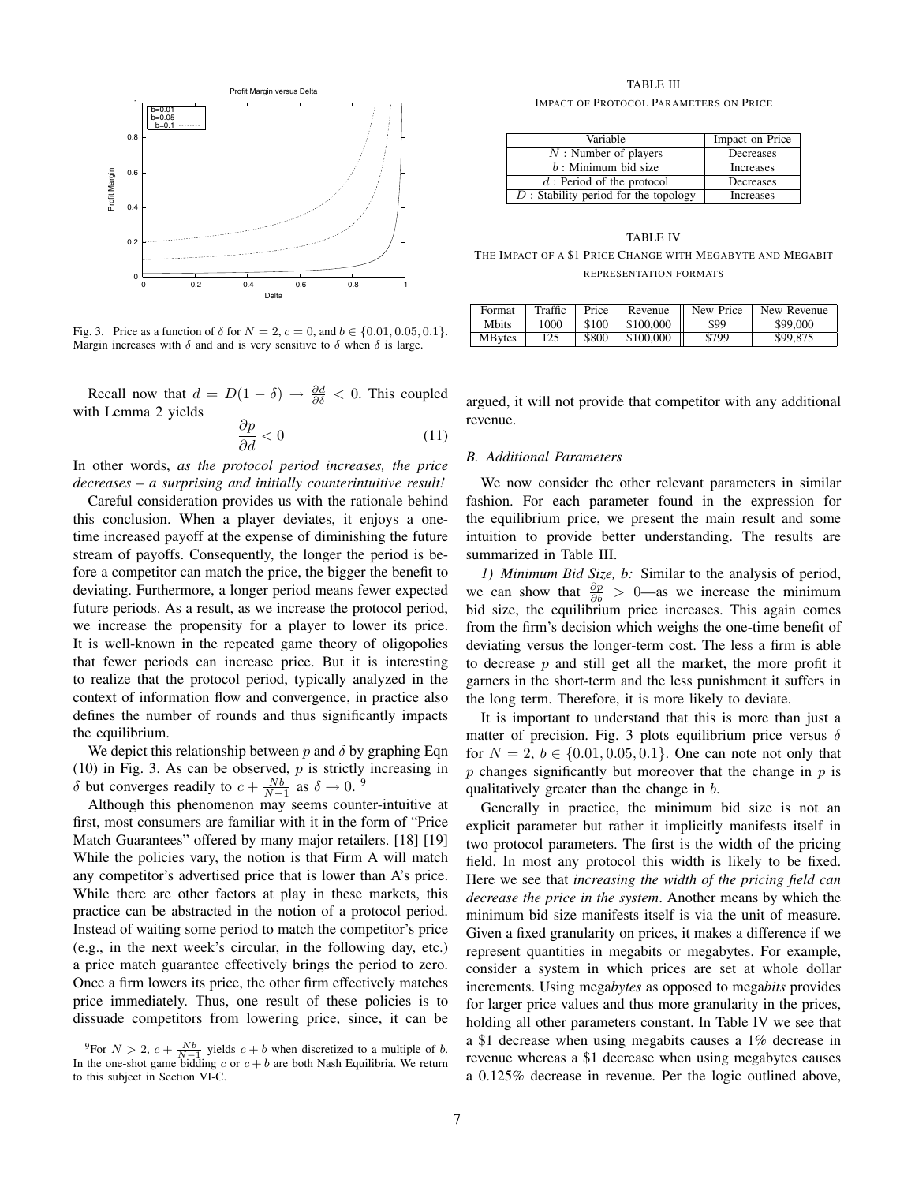Fig. 3. Price as a function of $\delta$ for $N = 2$, $c = 0$, and $b \in \{0.01, 0.05, 0.1\}$. Margin increases with $\delta$ and and is very sensitive to $\delta$ when $\delta$ is large.

Recall now that $d = D(1-\delta) \rightarrow \frac{\partial d}{\partial \delta} < 0$. This coupled with Lemma 2 yields

$$\frac{\partial p}{\partial d} < 0 \tag{11}$$

In other words, *as the protocol period increases, the price decreases – a surprising and initially counterintuitive result!*

Careful consideration provides us with the rationale behind this conclusion. When a player deviates, it enjoys a one-time increased payoff at the expense of diminishing the future stream of payoffs. Consequently, the longer the period is before a competitor can match the price, the bigger the benefit to deviating. Furthermore, a longer period means fewer expected future periods. As a result, as we increase the protocol period, we increase the propensity for a player to lower its price. It is well-known in the repeated game theory of oligopolies that fewer periods can increase price. But it is interesting to realize that the protocol period, typically analyzed in the context of information flow and convergence, in practice also defines the number of rounds and thus significantly impacts the equilibrium.

We depict this relationship between $p$ and $\delta$ by graphing Eqn (10) in Fig. 3. As can be observed, $p$ is strictly increasing in $\delta$ but converges readily to $c + \frac{Nb}{N-1}$ as $\delta \rightarrow 0$. [9]

Although this phenomenon may seems counter-intuitive at first, most consumers are familiar with it in the form of "Price Match Guarantees" offered by many major retailers. [18] [19] While the policies vary, the notion is that Firm A will match any competitor's advertised price that is lower than A's price. While there are other factors at play in these markets, this practice can be abstracted in the notion of a protocol period. Instead of waiting some period to match the competitor's price (e.g., in the next week's circular, in the following day, etc.) a price match guarantee effectively brings the period to zero. Once a firm lowers its price, the other firm effectively matches price immediately. Thus, one result of these policies is to dissuade competitors from lowering price, since, it can be argued, it will not provide that competitor with any additional revenue.

[9] For $N > 2$, $c + \frac{Nb}{N-1}$ yields $c + b$ when discretized to a multiple of $b$. In the one-shot game bidding $c$ or $c + b$ are both Nash Equilibria. We return to this subject in Section VI-C.

TABLE III
IMPACT OF PROTOCOL PARAMETERS ON PRICE

| Variable | Impact on Price |
|---|---|
| $N$ : Number of players | Decreases |
| $b$ : Minimum bid size | Increases |
| $d$ : Period of the protocol | Decreases |
| $D$ : Stability period for the topology | Increases |

TABLE IV
THE IMPACT OF A $1 PRICE CHANGE WITH MEGABYTE AND MEGABIT REPRESENTATION FORMATS

| Format | Traffic | Price | Revenue | New Price | New Revenue |
|---|---|---|---|---|---|
| Mbits | 1000 | $100 | $100,000 | $99 | $99,000 |
| MBytes | 125 | $800 | $100,000 | $799 | $99,875 |

### B. Additional Parameters

We now consider the other relevant parameters in similar fashion. For each parameter found in the expression for the equilibrium price, we present the main result and some intuition to provide better understanding. The results are summarized in Table III.

*1) Minimum Bid Size, b:* Similar to the analysis of period, we can show that $\frac{\partial p}{\partial b} > 0$—as we increase the minimum bid size, the equilibrium price increases. This again comes from the firm's decision which weighs the one-time benefit of deviating versus the longer-term cost. The less a firm is able to decrease $p$ and still get all the market, the more profit it garners in the short-term and the less punishment it suffers in the long term. Therefore, it is more likely to deviate.

It is important to understand that this is more than just a matter of precision. Fig. 3 plots equilibrium price versus $\delta$ for $N = 2$, $b \in \{0.01, 0.05, 0.1\}$. One can note not only that $p$ changes significantly but moreover that the change in $p$ is qualitatively greater than the change in $b$.

Generally in practice, the minimum bid size is not an explicit parameter but rather it implicitly manifests itself in two protocol parameters. The first is the width of the pricing field. In most any protocol this width is likely to be fixed. Here we see that *increasing the width of the pricing field can decrease the price in the system*. Another means by which the minimum bid size manifests itself is via the unit of measure. Given a fixed granularity on prices, it makes a difference if we represent quantities in megabits or megabytes. For example, consider a system in which prices are set at whole dollar increments. Using mega*bytes* as opposed to mega*bits* provides for larger price values and thus more granularity in the prices, holding all other parameters constant. In Table IV we see that a $1 decrease when using megabits causes a 1% decrease in revenue whereas a $1 decrease when using megabytes causes a 0.125% decrease in revenue. Per the logic outlined above,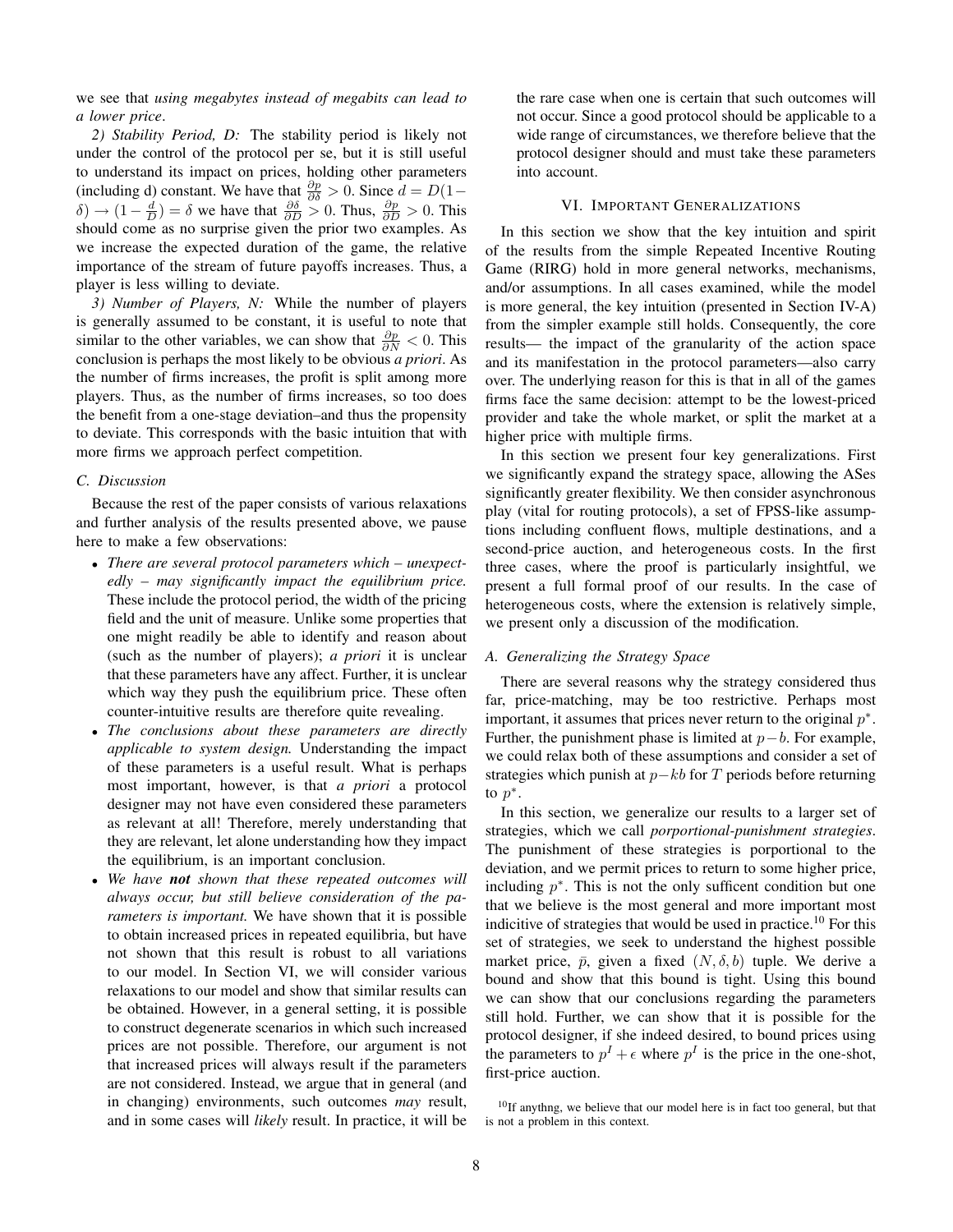we see that *using megabytes instead of megabits can lead to a lower price*.

*2) Stability Period, D:* The stability period is likely not under the control of the protocol per se, but it is still useful to understand its impact on prices, holding other parameters (including d) constant. We have that $\frac{\partial p}{\partial \delta} > 0$. Since $d = D(1-\delta) \rightarrow (1 - \frac{d}{D}) = \delta$ we have that $\frac{\partial \delta}{\partial D} > 0$. Thus, $\frac{\partial p}{\partial D} > 0$. This should come as no surprise given the prior two examples. As we increase the expected duration of the game, the relative importance of the stream of future payoffs increases. Thus, a player is less willing to deviate.

*3) Number of Players, N:* While the number of players is generally assumed to be constant, it is useful to note that similar to the other variables, we can show that $\frac{\partial p}{\partial N} < 0$. This conclusion is perhaps the most likely to be obvious *a priori*. As the number of firms increases, the profit is split among more players. Thus, as the number of firms increases, so too does the benefit from a one-stage deviation–and thus the propensity to deviate. This corresponds with the basic intuition that with more firms we approach perfect competition.

### C. Discussion

Because the rest of the paper consists of various relaxations and further analysis of the results presented above, we pause here to make a few observations:

- *There are several protocol parameters which – unexpectedly – may significantly impact the equilibrium price.* These include the protocol period, the width of the pricing field and the unit of measure. Unlike some properties that one might readily be able to identify and reason about (such as the number of players); *a priori* it is unclear that these parameters have any affect. Further, it is unclear which way they push the equilibrium price. These often counter-intuitive results are therefore quite revealing.
- *The conclusions about these parameters are directly applicable to system design.* Understanding the impact of these parameters is a useful result. What is perhaps most important, however, is that *a priori* a protocol designer may not have even considered these parameters as relevant at all! Therefore, merely understanding that they are relevant, let alone understanding how they impact the equilibrium, is an important conclusion.
- *We have **not** shown that these repeated outcomes will always occur, but still believe consideration of the parameters is important.* We have shown that it is possible to obtain increased prices in repeated equilibria, but have not shown that this result is robust to all variations to our model. In Section VI, we will consider various relaxations to our model and show that similar results can be obtained. However, in a general setting, it is possible to construct degenerate scenarios in which such increased prices are not possible. Therefore, our argument is not that increased prices will always result if the parameters are not considered. Instead, we argue that in general (and in changing) environments, such outcomes *may* result, and in some cases will *likely* result. In practice, it will be the rare case when one is certain that such outcomes will not occur. Since a good protocol should be applicable to a wide range of circumstances, we therefore believe that the protocol designer should and must take these parameters into account.

## VI. Important Generalizations

In this section we show that the key intuition and spirit of the results from the simple Repeated Incentive Routing Game (RIRG) hold in more general networks, mechanisms, and/or assumptions. In all cases examined, while the model is more general, the key intuition (presented in Section IV-A) from the simpler example still holds. Consequently, the core results— the impact of the granularity of the action space and its manifestation in the protocol parameters—also carry over. The underlying reason for this is that in all of the games firms face the same decision: attempt to be the lowest-priced provider and take the whole market, or split the market at a higher price with multiple firms.

In this section we present four key generalizations. First we significantly expand the strategy space, allowing the ASes significantly greater flexibility. We then consider asynchronous play (vital for routing protocols), a set of FPSS-like assumptions including confluent flows, multiple destinations, and a second-price auction, and heterogeneous costs. In the first three cases, where the proof is particularly insightful, we present a full formal proof of our results. In the case of heterogeneous costs, where the extension is relatively simple, we present only a discussion of the modification.

### A. Generalizing the Strategy Space

There are several reasons why the strategy considered thus far, price-matching, may be too restrictive. Perhaps most important, it assumes that prices never return to the original $p^*$. Further, the punishment phase is limited at $p-b$. For example, we could relax both of these assumptions and consider a set of strategies which punish at $p-kb$ for $T$ periods before returning to $p^*$.

In this section, we generalize our results to a larger set of strategies, which we call *porportional-punishment strategies*. The punishment of these strategies is porportional to the deviation, and we permit prices to return to some higher price, including $p^*$. This is not the only sufficent condition but one that we believe is the most general and more important most indicitive of strategies that would be used in practice.[10] For this set of strategies, we seek to understand the highest possible market price, $\bar{p}$, given a fixed $(N, \delta, b)$ tuple. We derive a bound and show that this bound is tight. Using this bound we can show that our conclusions regarding the parameters still hold. Further, we can show that it is possible for the protocol designer, if she indeed desired, to bound prices using the parameters to $p^I + \epsilon$ where $p^I$ is the price in the one-shot, first-price auction.

[10] If anythng, we believe that our model here is in fact too general, but that is not a problem in this context.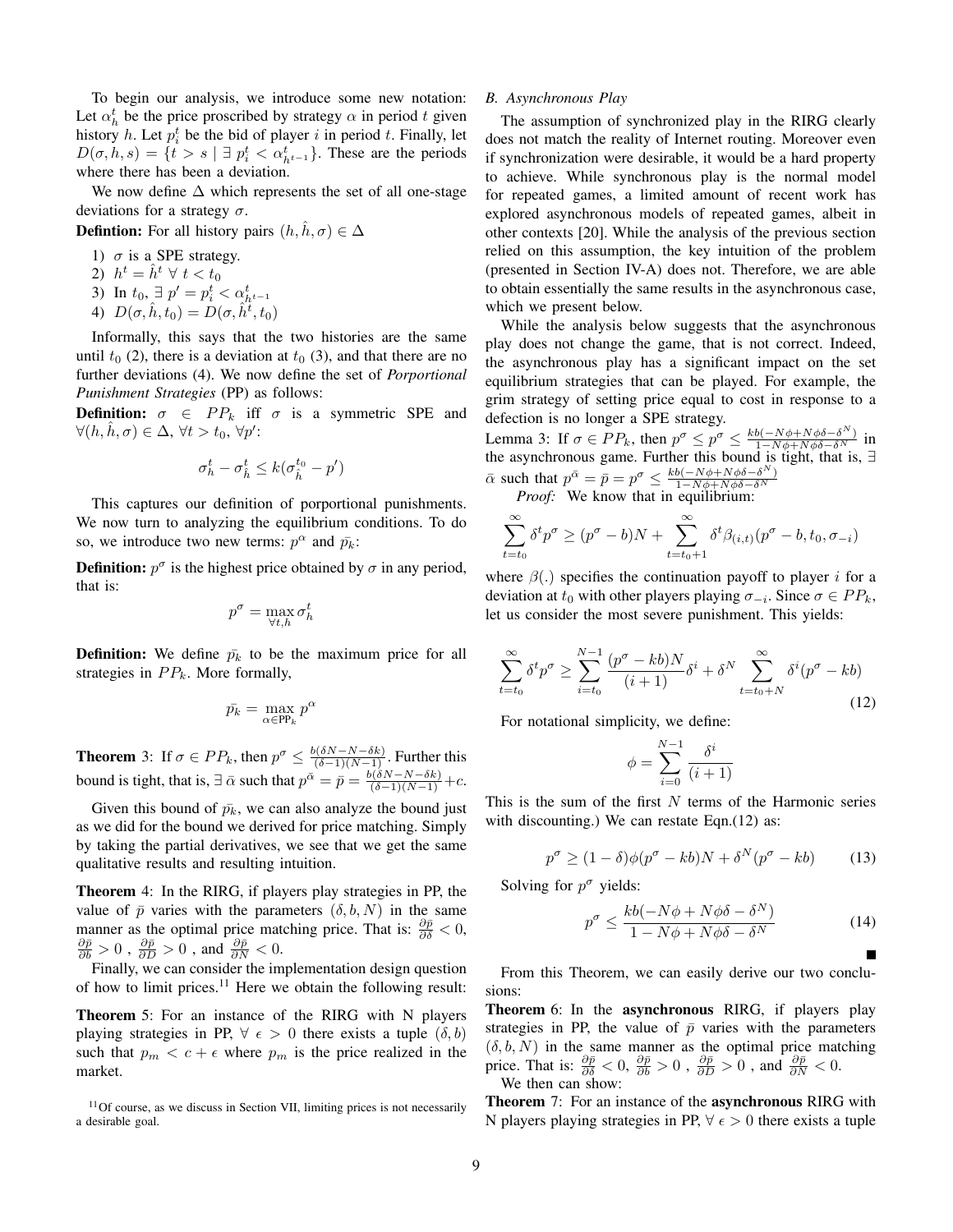To begin our analysis, we introduce some new notation: Let $\alpha_h^t$ be the price proscribed by strategy $\alpha$ in period $t$ given history $h$. Let $p_i^t$ be the bid of player $i$ in period $t$. Finally, let $D(\sigma, h, s) = \{t > s \mid \exists\, p_i^t < \alpha_{h^{t-1}}^t\}$. These are the periods where there has been a deviation.

We now define $\Delta$ which represents the set of all one-stage deviations for a strategy $\sigma$.

**Defintion:** For all history pairs $(h, \hat{h}, \sigma) \in \Delta$

1) $\sigma$ is a SPE strategy.
2) $h^t = \hat{h}^t \;\forall\; t < t_0$
3) In $t_0$, $\exists\; p' = p_i^t < \alpha_{h^{t-1}}^t$
4) $D(\sigma, \hat{h}, t_0) = D(\sigma, \hat{h}^t, t_0)$

Informally, this says that the two histories are the same until $t_0$ (2), there is a deviation at $t_0$ (3), and that there are no further deviations (4). We now define the set of *Porportional Punishment Strategies* (PP) as follows:

**Definition:** $\sigma \in PP_k$ iff $\sigma$ is a symmetric SPE and $\forall (h, \hat{h}, \sigma) \in \Delta$, $\forall t > t_0$, $\forall p'$:

$$\sigma_h^t - \sigma_{\hat{h}}^t \le k(\sigma_{\hat{h}}^{t_0} - p')$$

This captures our definition of porportional punishments. We now turn to analyzing the equilibrium conditions. To do so, we introduce two new terms: $p^\alpha$ and $\bar{p_k}$:

**Definition:** $p^\sigma$ is the highest price obtained by $\sigma$ in any period, that is:

$$p^\sigma = \max_{\forall t, h} \sigma_h^t$$

**Definition:** We define $\bar{p_k}$ to be the maximum price for all strategies in $PP_k$. More formally,

$$\bar{p_k} = \max_{\alpha \in \text{PP}_k} p^\alpha$$

**Theorem** 3: If $\sigma \in PP_k$, then $p^\sigma \le \frac{b(\delta N - N - \delta k)}{(\delta - 1)(N-1)}$. Further this bound is tight, that is, $\exists\; \bar{\alpha}$ such that $p^{\bar{\alpha}} = \bar{p} = \frac{b(\delta N - N - \delta k)}{(\delta-1)(N-1)} + c$.

Given this bound of $\bar{p_k}$, we can also analyze the bound just as we did for the bound we derived for price matching. Simply by taking the partial derivatives, we see that we get the same qualitative results and resulting intuition.

**Theorem** 4: In the RIRG, if players play strategies in PP, the value of $\bar{p}$ varies with the parameters $(\delta, b, N)$ in the same manner as the optimal price matching price. That is: $\frac{\partial \bar{p}}{\partial \delta} < 0$, $\frac{\partial \bar{p}}{\partial b} > 0$ , $\frac{\partial \bar{p}}{\partial D} > 0$ , and $\frac{\partial \bar{p}}{\partial N} < 0$.

Finally, we can consider the implementation design question of how to limit prices.[11] Here we obtain the following result:

**Theorem** 5: For an instance of the RIRG with N players playing strategies in PP, $\forall\; \epsilon > 0$ there exists a tuple $(\delta, b)$ such that $p_m < c + \epsilon$ where $p_m$ is the price realized in the market.

[11] Of course, as we discuss in Section VII, limiting prices is not necessarily a desirable goal.

### *B. Asynchronous Play*

The assumption of synchronized play in the RIRG clearly does not match the reality of Internet routing. Moreover even if synchronization were desirable, it would be a hard property to achieve. While synchronous play is the normal model for repeated games, a limited amount of recent work has explored asynchronous models of repeated games, albeit in other contexts [20]. While the analysis of the previous section relied on this assumption, the key intuition of the problem (presented in Section IV-A) does not. Therefore, we are able to obtain essentially the same results in the asynchronous case, which we present below.

While the analysis below suggests that the asynchronous play does not change the game, that is not correct. Indeed, the asynchronous play has a significant impact on the set equilibrium strategies that can be played. For example, the grim strategy of setting price equal to cost in response to a defection is no longer a SPE strategy.

Lemma 3: If $\sigma \in PP_k$, then $p^\sigma \le p^\sigma \le \frac{kb(-N\phi + N\phi\delta - \delta^N)}{1 - N\phi + N\phi\delta - \delta^N}$ in the asynchronous game. Further this bound is tight, that is, $\exists\; \bar{\alpha}$ such that $p^{\bar{\alpha}} = \bar{p} = p^\sigma \le \frac{kb(-N\phi + N\phi\delta - \delta^N)}{1 - N\phi + N\phi\delta - \delta^N}$

*Proof:* We know that in equilibrium:

$$\sum_{t=t_0}^{\infty} \delta^t p^\sigma \ge (p^\sigma - b)N + \sum_{t=t_0+1}^{\infty} \delta^t \beta_{(i,t)}(p^\sigma - b, t_0, \sigma_{-i})$$

where $\beta(.)$ specifies the continuation payoff to player $i$ for a deviation at $t_0$ with other players playing $\sigma_{-i}$. Since $\sigma \in PP_k$, let us consider the most severe punishment. This yields:

$$\sum_{t=t_0}^{\infty} \delta^t p^\sigma \ge \sum_{i=t_0}^{N-1} \frac{(p^\sigma - kb)N}{(i+1)} \delta^i + \delta^N \sum_{t=t_0+N}^{\infty} \delta^i (p^\sigma - kb) \tag{12}$$

For notational simplicity, we define:

$$\phi = \sum_{i=0}^{N-1} \frac{\delta^i}{(i+1)}$$

This is the sum of the first $N$ terms of the Harmonic series with discounting.) We can restate Eqn.(12) as:

$$p^\sigma \ge (1 - \delta)\phi(p^\sigma - kb)N + \delta^N(p^\sigma - kb) \tag{13}$$

Solving for $p^\sigma$ yields:

$$p^\sigma \le \frac{kb(-N\phi + N\phi\delta - \delta^N)}{1 - N\phi + N\phi\delta - \delta^N} \tag{14}$$

■

From this Theorem, we can easily derive our two conclusions:

**Theorem** 6: In the **asynchronous** RIRG, if players play strategies in PP, the value of $\bar{p}$ varies with the parameters $(\delta, b, N)$ in the same manner as the optimal price matching price. That is: $\frac{\partial \bar{p}}{\partial \delta} < 0$, $\frac{\partial \bar{p}}{\partial b} > 0$ , $\frac{\partial \bar{p}}{\partial D} > 0$ , and $\frac{\partial \bar{p}}{\partial N} < 0$.

We then can show:

**Theorem** 7: For an instance of the **asynchronous** RIRG with N players playing strategies in PP, $\forall\; \epsilon > 0$ there exists a tuple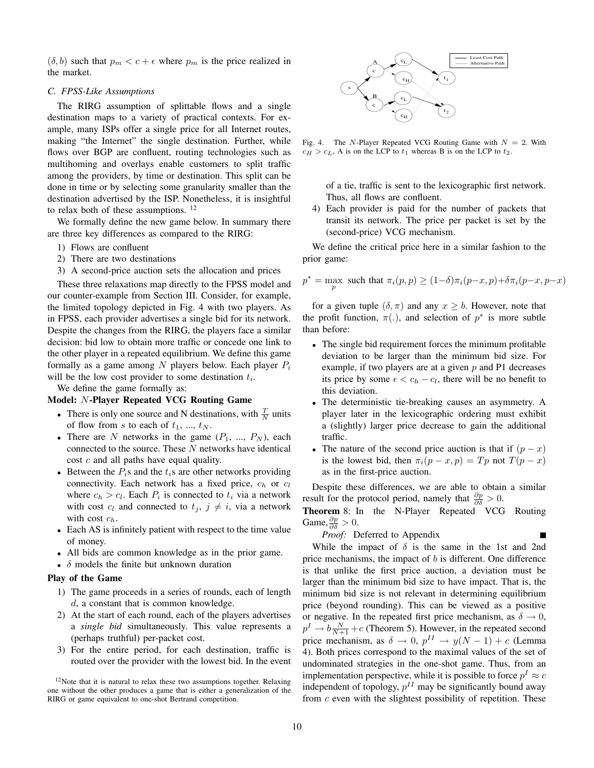$(\delta, b)$ such that $p_m < c + \epsilon$ where $p_m$ is the price realized in the market.

### C. FPSS-Like Assumptions

The RIRG assumption of splittable flows and a single destination maps to a variety of practical contexts. For example, many ISPs offer a single price for all Internet routes, making "the Internet" the single destination. Further, while flows over BGP are confluent, routing technologies such as multihoming and overlays enable customers to split traffic among the providers, by time or destination. This split can be done in time or by selecting some granularity smaller than the destination advertised by the ISP. Nonetheless, it is insightful to relax both of these assumptions. [12]

We formally define the new game below. In summary there are three key differences as compared to the RIRG:

1) Flows are confluent
2) There are two destinations
3) A second-price auction sets the allocation and prices

These three relaxations map directly to the FPSS model and our counter-example from Section III. Consider, for example, the limited topology depicted in Fig. 4 with two players. As in FPSS, each provider advertises a single bid for its network. Despite the changes from the RIRG, the players face a similar decision: bid low to obtain more traffic or concede one link to the other player in a repeated equilibrium. We define this game formally as a game among $N$ players below. Each player $P_i$ will be the low cost provider to some destination $t_i$.

We define the game formally as:

**Model: $N$-Player Repeated VCG Routing Game**

- There is only one source and N destinations, with $\frac{T}{N}$ units of flow from $s$ to each of $t_1$, ..., $t_N$.
- There are $N$ networks in the game ($P_1$, ..., $P_N$), each connected to the source. These $N$ networks have identical cost $c$ and all paths have equal quality.
- Between the $P_i$s and the $t_i$s are other networks providing connectivity. Each network has a fixed price, $c_h$ or $c_l$ where $c_h > c_l$. Each $P_i$ is connected to $t_i$ via a network with cost $c_l$ and connected to $t_j$, $j \neq i$, via a network with cost $c_h$.
- Each AS is infinitely patient with respect to the time value of money.
- All bids are common knowledge as in the prior game.
- $\delta$ models the finite but unknown duration

**Play of the Game**

1) The game proceeds in a series of rounds, each of length $d$, a constant that is common knowledge.
2) At the start of each round, each of the players advertises a *single bid* simultaneously. This value represents a (perhaps truthful) per-packet cost.
3) For the entire period, for each destination, traffic is routed over the provider with the lowest bid. In the event of a tie, traffic is sent to the lexicographic first network. Thus, all flows are confluent.
4) Each provider is paid for the number of packets that transit its network. The price per packet is set by the (second-price) VCG mechanism.

[12] Note that it is natural to relax these two assumptions together. Relaxing one without the other produces a game that is either a generalization of the RIRG or game equivalent to one-shot Bertrand competition.

Fig. 4. The $N$-Player Repeated VCG Routing Game with $N = 2$. With $c_H > c_L$, A is on the LCP to $t_1$ whereas B is on the LCP to $t_2$.

We define the critical price here in a similar fashion to the prior game:

$$p^* = \max_p \text{ such that } \pi_i(p, p) \geq (1-\delta)\pi_i(p-x, p) + \delta\pi_i(p-x, p-x)$$

for a given tuple $(\delta, \pi)$ and any $x \geq b$. However, note that the profit function, $\pi(.)$, and selection of $p^*$ is more subtle than before:

- The single bid requirement forces the minimum profitable deviation to be larger than the minimum bid size. For example, if two players are at a given $p$ and P1 decreases its price by some $\epsilon < c_h - c_l$, there will be no benefit to this deviation.
- The deterministic tie-breaking causes an asymmetry. A player later in the lexicographic ordering must exhibit a (slightly) larger price decrease to gain the additional traffic.
- The nature of the second price auction is that if $(p - x)$ is the lowest bid, then $\pi_i(p - x, p) = Tp$ not $T(p - x)$ as in the first-price auction.

Despite these differences, we are able to obtain a similar result for the protocol period, namely that $\frac{\partial p}{\partial \delta} > 0$.

**Theorem** 8: In the N-Player Repeated VCG Routing Game, $\frac{\partial p}{\partial \delta} > 0$.

*Proof:* Deferred to Appendix ∎

While the impact of $\delta$ is the same in the 1st and 2nd price mechanisms, the impact of $b$ is different. One difference is that unlike the first price auction, a deviation must be larger than the minimum bid size to have impact. That is, the minimum bid size is not relevant in determining equilibrium price (beyond rounding). This can be viewed as a positive or negative. In the repeated first price mechanism, as $\delta \to 0$, $p^I \to b\frac{N}{N+1} + c$ (Theorem 5). However, in the repeated second price mechanism, as $\delta \to 0$, $p^{II} \to y(N-1) + c$ (Lemma 4). Both prices correspond to the maximal values of the set of undominated strategies in the one-shot game. Thus, from an implementation perspective, while it is possible to force $p^I \approx c$ independent of topology, $p^{II}$ may be significantly bound away from $c$ even with the slightest possibility of repetition. These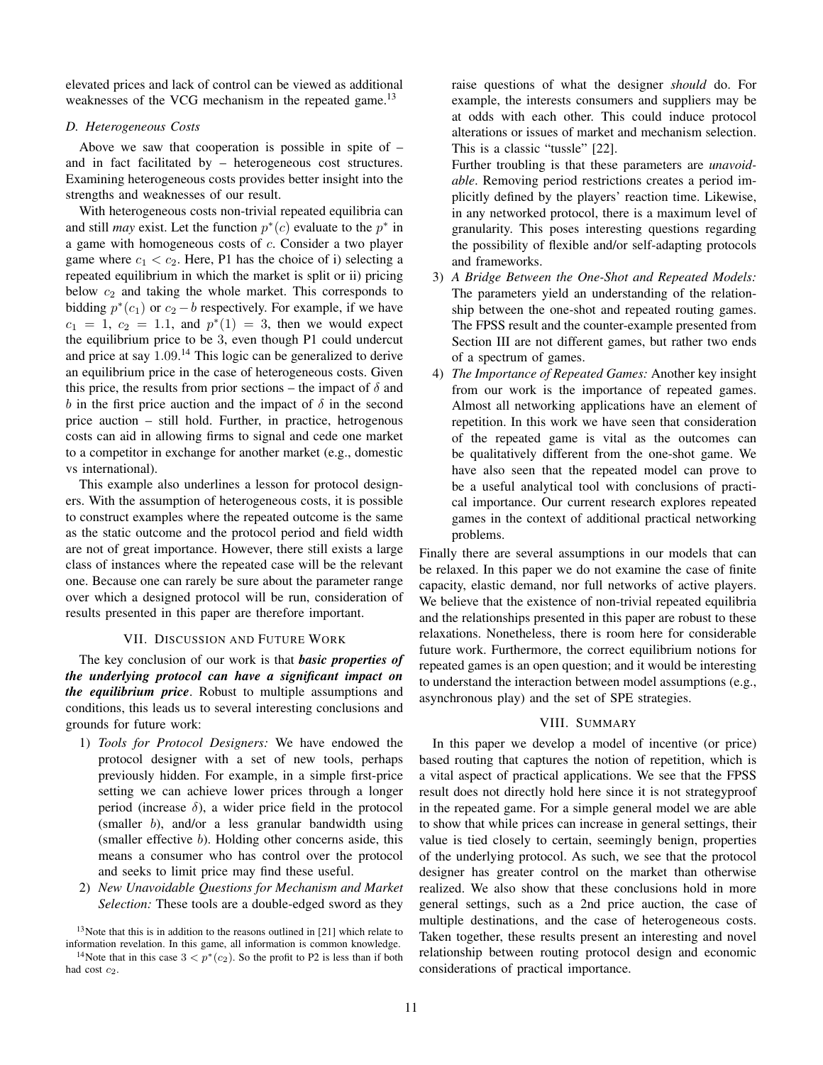elevated prices and lack of control can be viewed as additional weaknesses of the VCG mechanism in the repeated game.[13]

### *D. Heterogeneous Costs*

Above we saw that cooperation is possible in spite of – and in fact facilitated by – heterogeneous cost structures. Examining heterogeneous costs provides better insight into the strengths and weaknesses of our result.

With heterogeneous costs non-trivial repeated equilibria can and still *may* exist. Let the function $p^*(c)$ evaluate to the $p^*$ in a game with homogeneous costs of $c$. Consider a two player game where $c_1 < c_2$. Here, P1 has the choice of i) selecting a repeated equilibrium in which the market is split or ii) pricing below $c_2$ and taking the whole market. This corresponds to bidding $p^*(c_1)$ or $c_2 - b$ respectively. For example, if we have $c_1 = 1$, $c_2 = 1.1$, and $p^*(1) = 3$, then we would expect the equilibrium price to be 3, even though P1 could undercut and price at say $1.09$.[14] This logic can be generalized to derive an equilibrium price in the case of heterogeneous costs. Given this price, the results from prior sections – the impact of $\delta$ and $b$ in the first price auction and the impact of $\delta$ in the second price auction – still hold. Further, in practice, hetrogenous costs can aid in allowing firms to signal and cede one market to a competitor in exchange for another market (e.g., domestic vs international).

This example also underlines a lesson for protocol designers. With the assumption of heterogeneous costs, it is possible to construct examples where the repeated outcome is the same as the static outcome and the protocol period and field width are not of great importance. However, there still exists a large class of instances where the repeated case will be the relevant one. Because one can rarely be sure about the parameter range over which a designed protocol will be run, consideration of results presented in this paper are therefore important.

## VII. Discussion and Future Work

The key conclusion of our work is that ***basic properties of the underlying protocol can have a significant impact on the equilibrium price***. Robust to multiple assumptions and conditions, this leads us to several interesting conclusions and grounds for future work:

1) *Tools for Protocol Designers:* We have endowed the protocol designer with a set of new tools, perhaps previously hidden. For example, in a simple first-price setting we can achieve lower prices through a longer period (increase $\delta$), a wider price field in the protocol (smaller $b$), and/or a less granular bandwidth using (smaller effective $b$). Holding other concerns aside, this means a consumer who has control over the protocol and seeks to limit price may find these useful.
2) *New Unavoidable Questions for Mechanism and Market Selection:* These tools are a double-edged sword as they raise questions of what the designer *should* do. For example, the interests consumers and suppliers may be at odds with each other. This could induce protocol alterations or issues of market and mechanism selection. This is a classic "tussle" [22].
   Further troubling is that these parameters are *unavoidable*. Removing period restrictions creates a period implicitly defined by the players' reaction time. Likewise, in any networked protocol, there is a maximum level of granularity. This poses interesting questions regarding the possibility of flexible and/or self-adapting protocols and frameworks.
3) *A Bridge Between the One-Shot and Repeated Models:* The parameters yield an understanding of the relationship between the one-shot and repeated routing games. The FPSS result and the counter-example presented from Section III are not different games, but rather two ends of a spectrum of games.
4) *The Importance of Repeated Games:* Another key insight from our work is the importance of repeated games. Almost all networking applications have an element of repetition. In this work we have seen that consideration of the repeated game is vital as the outcomes can be qualitatively different from the one-shot game. We have also seen that the repeated model can prove to be a useful analytical tool with conclusions of practical importance. Our current research explores repeated games in the context of additional practical networking problems.

Finally there are several assumptions in our models that can be relaxed. In this paper we do not examine the case of finite capacity, elastic demand, nor full networks of active players. We believe that the existence of non-trivial repeated equilibria and the relationships presented in this paper are robust to these relaxations. Nonetheless, there is room here for considerable future work. Furthermore, the correct equilibrium notions for repeated games is an open question; and it would be interesting to understand the interaction between model assumptions (e.g., asynchronous play) and the set of SPE strategies.

## VIII. Summary

In this paper we develop a model of incentive (or price) based routing that captures the notion of repetition, which is a vital aspect of practical applications. We see that the FPSS result does not directly hold here since it is not strategyproof in the repeated game. For a simple general model we are able to show that while prices can increase in general settings, their value is tied closely to certain, seemingly benign, properties of the underlying protocol. As such, we see that the protocol designer has greater control on the market than otherwise realized. We also show that these conclusions hold in more general settings, such as a 2nd price auction, the case of multiple destinations, and the case of heterogeneous costs. Taken together, these results present an interesting and novel relationship between routing protocol design and economic considerations of practical importance.

[13] Note that this is in addition to the reasons outlined in [21] which relate to information revelation. In this game, all information is common knowledge.

[14] Note that in this case $3 < p^*(c_2)$. So the profit to P2 is less than if both had cost $c_2$.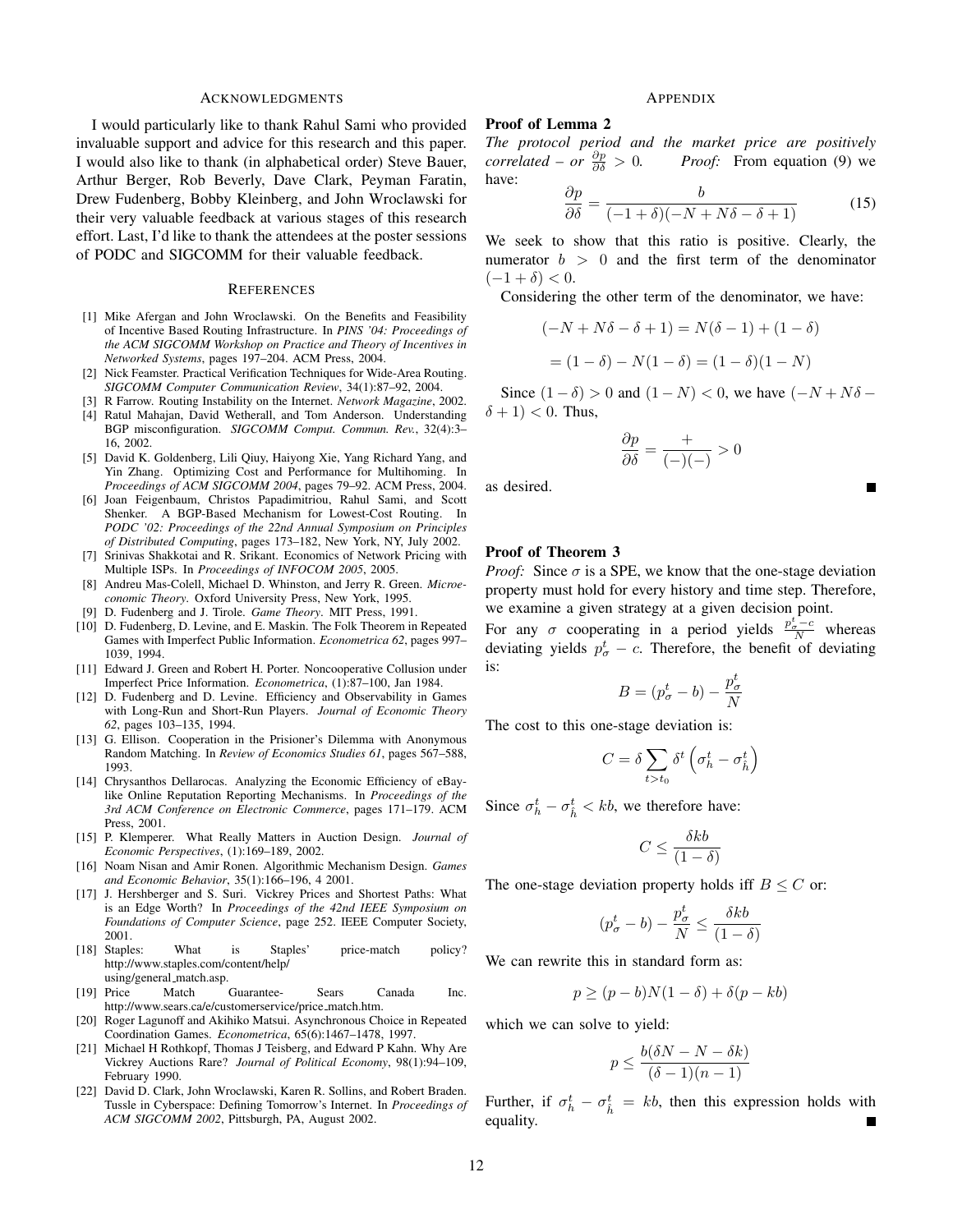## Acknowledgments

I would particularly like to thank Rahul Sami who provided invaluable support and advice for this research and this paper. I would also like to thank (in alphabetical order) Steve Bauer, Arthur Berger, Rob Beverly, Dave Clark, Peyman Faratin, Drew Fudenberg, Bobby Kleinberg, and John Wroclawski for their very valuable feedback at various stages of this research effort. Last, I'd like to thank the attendees at the poster sessions of PODC and SIGCOMM for their valuable feedback.

## References

[1] Mike Afergan and John Wroclawski. On the Benefits and Feasibility of Incentive Based Routing Infrastructure. In *PINS '04: Proceedings of the ACM SIGCOMM Workshop on Practice and Theory of Incentives in Networked Systems*, pages 197–204. ACM Press, 2004.

[2] Nick Feamster. Practical Verification Techniques for Wide-Area Routing. *SIGCOMM Computer Communication Review*, 34(1):87–92, 2004.

[3] R Farrow. Routing Instability on the Internet. *Network Magazine*, 2002.

[4] Ratul Mahajan, David Wetherall, and Tom Anderson. Understanding BGP misconfiguration. *SIGCOMM Comput. Commun. Rev.*, 32(4):3–16, 2002.

[5] David K. Goldenberg, Lili Qiuy, Haiyong Xie, Yang Richard Yang, and Yin Zhang. Optimizing Cost and Performance for Multihoming. In *Proceedings of ACM SIGCOMM 2004*, pages 79–92. ACM Press, 2004.

[6] Joan Feigenbaum, Christos Papadimitriou, Rahul Sami, and Scott Shenker. A BGP-Based Mechanism for Lowest-Cost Routing. In *PODC '02: Proceedings of the 22nd Annual Symposium on Principles of Distributed Computing*, pages 173–182, New York, NY, July 2002.

[7] Srinivas Shakkotai and R. Srikant. Economics of Network Pricing with Multiple ISPs. In *Proceedings of INFOCOM 2005*, 2005.

[8] Andreu Mas-Colell, Michael D. Whinston, and Jerry R. Green. *Microeconomic Theory*. Oxford University Press, New York, 1995.

[9] D. Fudenberg and J. Tirole. *Game Theory*. MIT Press, 1991.

[10] D. Fudenberg, D. Levine, and E. Maskin. The Folk Theorem in Repeated Games with Imperfect Public Information. *Econometrica 62*, pages 997–1039, 1994.

[11] Edward J. Green and Robert H. Porter. Noncooperative Collusion under Imperfect Price Information. *Econometrica*, (1):87–100, Jan 1984.

[12] D. Fudenberg and D. Levine. Efficiency and Observability in Games with Long-Run and Short-Run Players. *Journal of Economic Theory 62*, pages 103–135, 1994.

[13] G. Ellison. Cooperation in the Prisioner's Dilemma with Anonymous Random Matching. In *Review of Economics Studies 61*, pages 567–588, 1993.

[14] Chrysanthos Dellarocas. Analyzing the Economic Efficiency of eBay-like Online Reputation Reporting Mechanisms. In *Proceedings of the 3rd ACM Conference on Electronic Commerce*, pages 171–179. ACM Press, 2001.

[15] P. Klemperer. What Really Matters in Auction Design. *Journal of Economic Perspectives*, (1):169–189, 2002.

[16] Noam Nisan and Amir Ronen. Algorithmic Mechanism Design. *Games and Economic Behavior*, 35(1):166–196, 4 2001.

[17] J. Hershberger and S. Suri. Vickrey Prices and Shortest Paths: What is an Edge Worth? In *Proceedings of the 42nd IEEE Symposium on Foundations of Computer Science*, page 252. IEEE Computer Society, 2001.

[18] Staples: What is Staples' price-match policy? http://www.staples.com/content/help/using/general_match.asp.

[19] Price Match Guarantee- Sears Canada Inc. http://www.sears.ca/e/customerservice/price_match.htm.

[20] Roger Lagunoff and Akihiko Matsui. Asynchronous Choice in Repeated Coordination Games. *Econometrica*, 65(6):1467–1478, 1997.

[21] Michael H Rothkopf, Thomas J Teisberg, and Edward P Kahn. Why Are Vickrey Auctions Rare? *Journal of Political Economy*, 98(1):94–109, February 1990.

[22] David D. Clark, John Wroclawski, Karen R. Sollins, and Robert Braden. Tussle in Cyberspace: Defining Tomorrow's Internet. In *Proceedings of ACM SIGCOMM 2002*, Pittsburgh, PA, August 2002.

## Appendix

### Proof of Lemma 2

*The protocol period and the market price are positively correlated – or $\frac{\partial p}{\partial \delta} > 0$.* *Proof:* From equation (9) we have:

$$\frac{\partial p}{\partial \delta} = \frac{b}{(-1+\delta)(-N+N\delta-\delta+1)} \tag{15}$$

We seek to show that this ratio is positive. Clearly, the numerator $b > 0$ and the first term of the denominator $(-1+\delta) < 0$.

Considering the other term of the denominator, we have:

$$(-N+N\delta-\delta+1) = N(\delta-1)+(1-\delta)$$

$$= (1-\delta) - N(1-\delta) = (1-\delta)(1-N)$$

Since $(1-\delta) > 0$ and $(1-N) < 0$, we have $(-N+N\delta-\delta+1) < 0$. Thus,

$$\frac{\partial p}{\partial \delta} = \frac{+}{(-)(-)} > 0$$

as desired. ■

### Proof of Theorem 3

*Proof:* Since $\sigma$ is a SPE, we know that the one-stage deviation property must hold for every history and time step. Therefore, we examine a given strategy at a given decision point.

For any $\sigma$ cooperating in a period yields $\frac{p_\sigma^t - c}{N}$ whereas deviating yields $p_\sigma^t - c$. Therefore, the benefit of deviating is:

$$B = (p_\sigma^t - b) - \frac{p_\sigma^t}{N}$$

The cost to this one-stage deviation is:

$$C = \delta \sum_{t > t_0} \delta^t \left( \sigma_h^t - \sigma_{\hat{h}}^t \right)$$

Since $\sigma_h^t - \sigma_{\hat{h}}^t < kb$, we therefore have:

$$C \leq \frac{\delta k b}{(1-\delta)}$$

The one-stage deviation property holds iff $B \leq C$ or:

$$(p_\sigma^t - b) - \frac{p_\sigma^t}{N} \leq \frac{\delta k b}{(1-\delta)}$$

We can rewrite this in standard form as:

$$p \geq (p-b)N(1-\delta) + \delta(p - kb)$$

which we can solve to yield:

$$p \leq \frac{b(\delta N - N - \delta k)}{(\delta - 1)(n-1)}$$

Further, if $\sigma_h^t - \sigma_{\hat{h}}^t = kb$, then this expression holds with equality. ■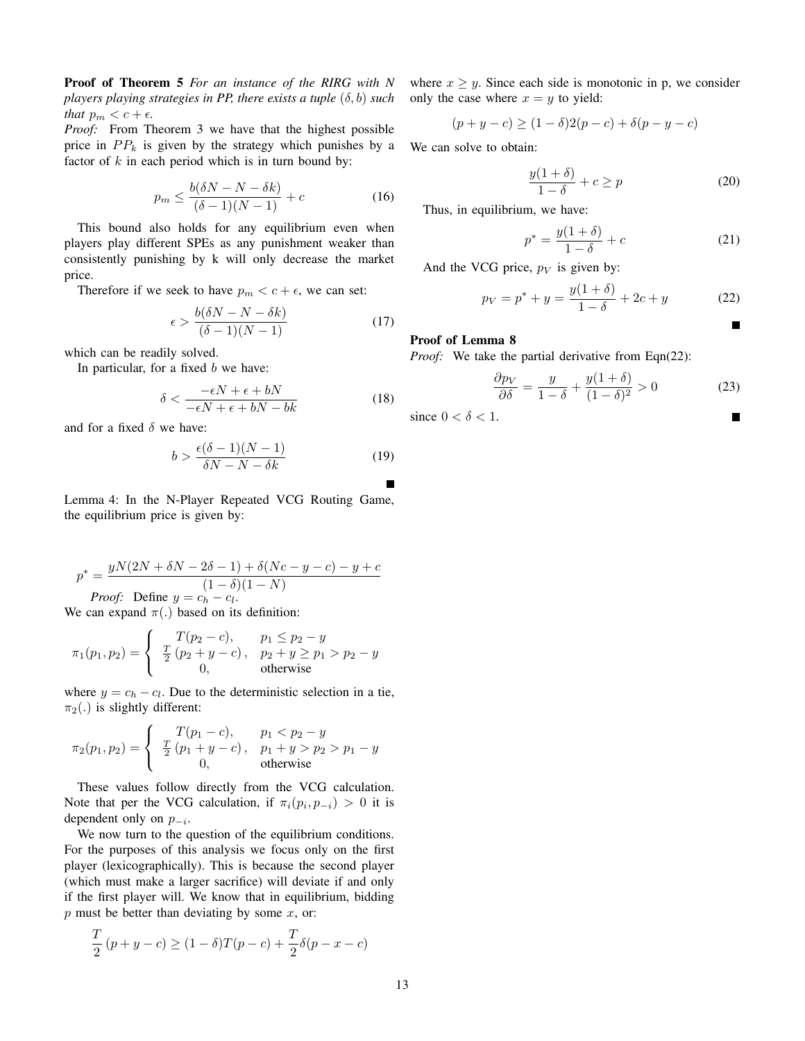**Proof of Theorem 5** *For an instance of the RIRG with N players playing strategies in PP, there exists a tuple* $(\delta, b)$ *such that* $p_m < c + \epsilon$.

*Proof:* From Theorem 3 we have that the highest possible price in $PP_k$ is given by the strategy which punishes by a factor of $k$ in each period which is in turn bound by:

$$p_m \leq \frac{b(\delta N - N - \delta k)}{(\delta - 1)(N - 1)} + c \tag{16}$$

This bound also holds for any equilibrium even when players play different SPEs as any punishment weaker than consistently punishing by k will only decrease the market price.

Therefore if we seek to have $p_m < c + \epsilon$, we can set:

$$\epsilon > \frac{b(\delta N - N - \delta k)}{(\delta - 1)(N - 1)} \tag{17}$$

which can be readily solved.

In particular, for a fixed $b$ we have:

$$\delta < \frac{-\epsilon N + \epsilon + bN}{-\epsilon N + \epsilon + bN - bk} \tag{18}$$

and for a fixed $\delta$ we have:

$$b > \frac{\epsilon(\delta - 1)(N - 1)}{\delta N - N - \delta k} \tag{19}$$

■

Lemma 4: In the N-Player Repeated VCG Routing Game, the equilibrium price is given by:

$$p^* = \frac{yN(2N + \delta N - 2\delta - 1) + \delta(Nc - y - c) - y + c}{(1 - \delta)(1 - N)}$$

*Proof:* Define $y = c_h - c_l$.

We can expand $\pi(.)$ based on its definition:

$$\pi_1(p_1, p_2) = \begin{cases} T(p_2 - c), & p_1 \leq p_2 - y \\ \frac{T}{2}(p_2 + y - c), & p_2 + y \geq p_1 > p_2 - y \\ 0, & \text{otherwise} \end{cases}$$

where $y = c_h - c_l$. Due to the deterministic selection in a tie, $\pi_2(.)$ is slightly different:

$$\pi_2(p_1, p_2) = \begin{cases} T(p_1 - c), & p_1 < p_2 - y \\ \frac{T}{2}(p_1 + y - c), & p_1 + y > p_2 > p_1 - y \\ 0, & \text{otherwise} \end{cases}$$

These values follow directly from the VCG calculation. Note that per the VCG calculation, if $\pi_i(p_i, p_{-i}) > 0$ it is dependent only on $p_{-i}$.

We now turn to the question of the equilibrium conditions. For the purposes of this analysis we focus only on the first player (lexicographically). This is because the second player (which must make a larger sacrifice) will deviate if and only if the first player will. We know that in equilibrium, bidding $p$ must be better than deviating by some $x$, or:

$$\frac{T}{2}(p + y - c) \geq (1 - \delta)T(p - c) + \frac{T}{2}\delta(p - x - c)$$

where $x \geq y$. Since each side is monotonic in p, we consider only the case where $x = y$ to yield:

$$(p + y - c) \geq (1 - \delta)2(p - c) + \delta(p - y - c)$$

We can solve to obtain:

$$\frac{y(1 + \delta)}{1 - \delta} + c \geq p \tag{20}$$

Thus, in equilibrium, we have:

$$p^* = \frac{y(1 + \delta)}{1 - \delta} + c \tag{21}$$

And the VCG price, $p_V$ is given by:

$$p_V = p^* + y = \frac{y(1 + \delta)}{1 - \delta} + 2c + y \tag{22}$$

■

**Proof of Lemma 8**

*Proof:* We take the partial derivative from Eqn(22):

$$\frac{\partial p_V}{\partial \delta} = \frac{y}{1 - \delta} + \frac{y(1 + \delta)}{(1 - \delta)^2} > 0 \tag{23}$$

since $0 < \delta < 1$. ■